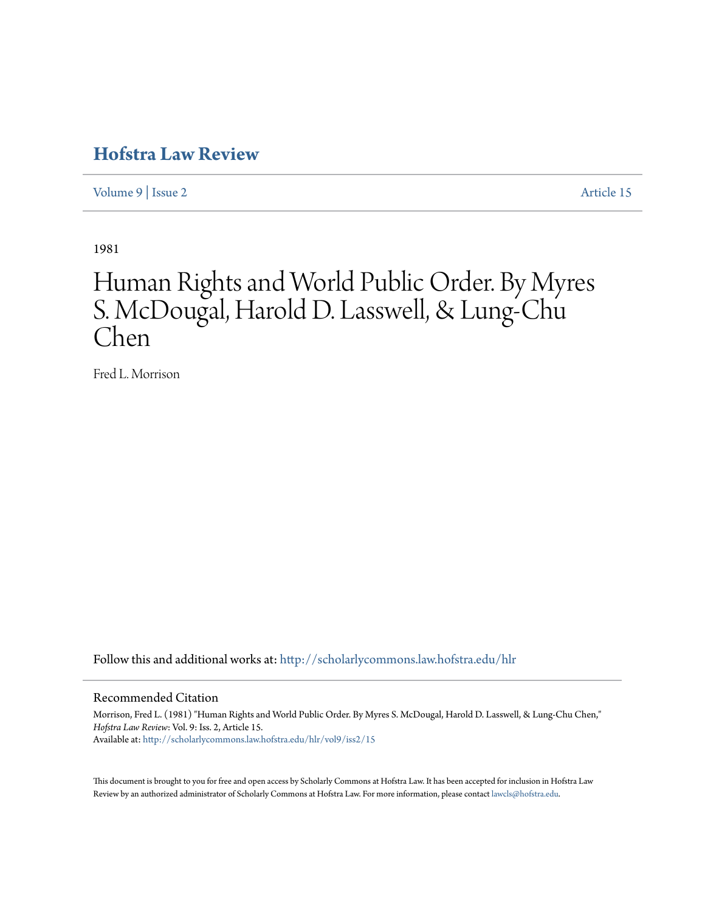# Hofstra Law Review

Volume 9 | Issue 2 Article 15

1981

# Human Rights and World Public Order. By Myres S. McDougal, Harold D. Lasswell, & Lung-Chu Chen

Fred L. Morrison

Follow this and additional works at: http://scholarlycommons.law.hofstra.edu/hlr

## Recommended Citation

Morrison, Fred L. (1981) "Human Rights and World Public Order. By Myres S. McDougal, Harold D. Lasswell, & Lung-Chu Chen," *Hofstra Law Review*: Vol. 9: Iss. 2, Article 15.
Available at: http://scholarlycommons.law.hofstra.edu/hlr/vol9/iss2/15

This document is brought to you for free and open access by Scholarly Commons at Hofstra Law. It has been accepted for inclusion in Hofstra Law Review by an authorized administrator of Scholarly Commons at Hofstra Law. For more information, please contact lawcls@hofstra.edu.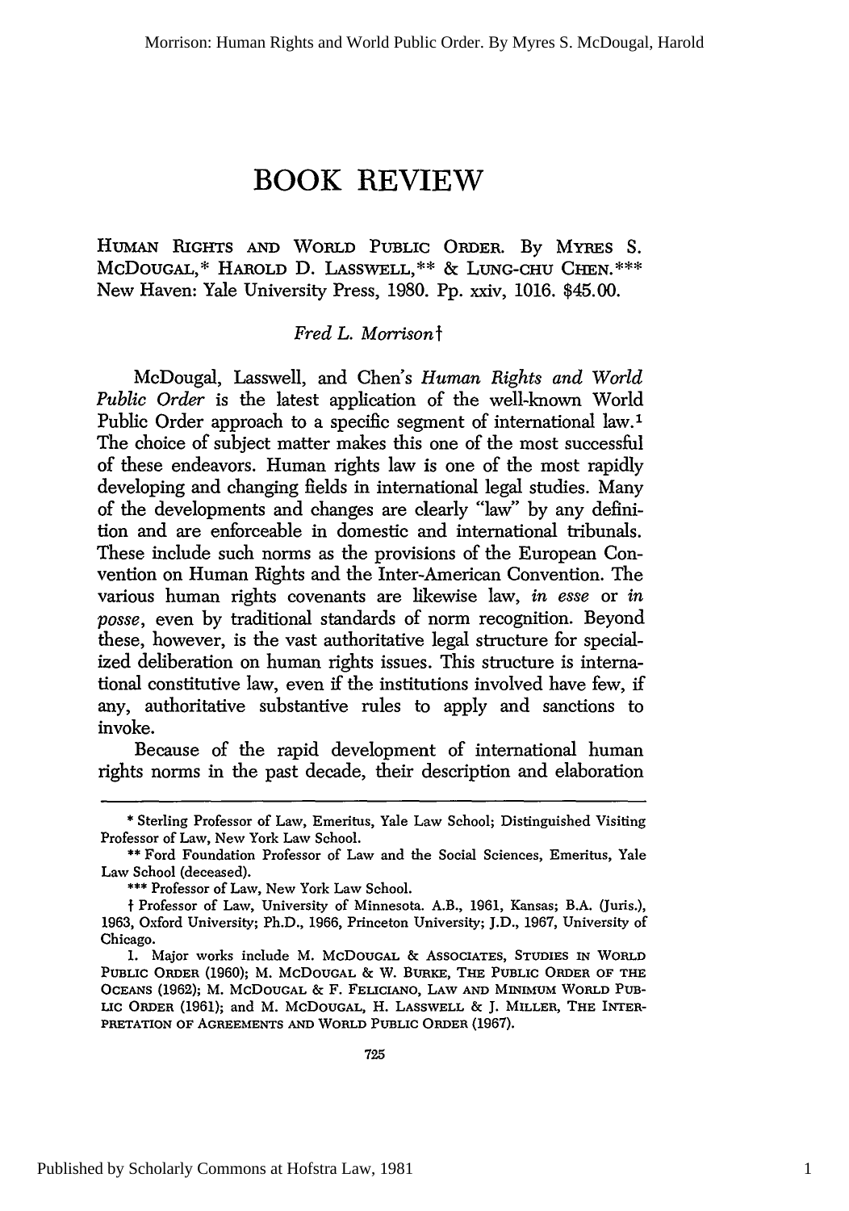# BOOK REVIEW

HUMAN RIGHTS AND WORLD PUBLIC ORDER. By MYRES S. MCDOUGAL,* HAROLD D. LASSWELL,** & LUNG-CHU CHEN.*** New Haven: Yale University Press, 1980. Pp. xxiv, 1016. $45.00.

*Fred L. Morrison*†

McDougal, Lasswell, and Chen's *Human Rights and World Public Order* is the latest application of the well-known World Public Order approach to a specific segment of international law.[1] The choice of subject matter makes this one of the most successful of these endeavors. Human rights law is one of the most rapidly developing and changing fields in international legal studies. Many of the developments and changes are clearly "law" by any definition and are enforceable in domestic and international tribunals. These include such norms as the provisions of the European Convention on Human Rights and the Inter-American Convention. The various human rights covenants are likewise law, *in esse* or *in posse*, even by traditional standards of norm recognition. Beyond these, however, is the vast authoritative legal structure for specialized deliberation on human rights issues. This structure is international constitutive law, even if the institutions involved have few, if any, authoritative substantive rules to apply and sanctions to invoke.

Because of the rapid development of international human rights norms in the past decade, their description and elaboration

---

\* Sterling Professor of Law, Emeritus, Yale Law School; Distinguished Visiting Professor of Law, New York Law School.

\** Ford Foundation Professor of Law and the Social Sciences, Emeritus, Yale Law School (deceased).

\*** Professor of Law, New York Law School.

† Professor of Law, University of Minnesota. A.B., 1961, Kansas; B.A. (Juris.), 1963, Oxford University; Ph.D., 1966, Princeton University; J.D., 1967, University of Chicago.

1. Major works include M. MCDOUGAL & ASSOCIATES, STUDIES IN WORLD PUBLIC ORDER (1960); M. MCDOUGAL & W. BURKE, THE PUBLIC ORDER OF THE OCEANS (1962); M. MCDOUGAL & F. FELICIANO, LAW AND MINIMUM WORLD PUBLIC ORDER (1961); and M. MCDOUGAL, H. LASSWELL & J. MILLER, THE INTERPRETATION OF AGREEMENTS AND WORLD PUBLIC ORDER (1967).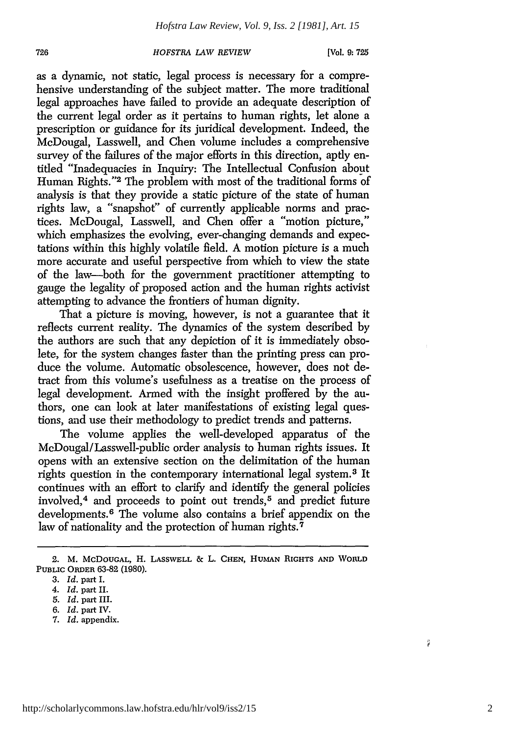as a dynamic, not static, legal process is necessary for a comprehensive understanding of the subject matter. The more traditional legal approaches have failed to provide an adequate description of the current legal order as it pertains to human rights, let alone a prescription or guidance for its juridical development. Indeed, the McDougal, Lasswell, and Chen volume includes a comprehensive survey of the failures of the major efforts in this direction, aptly entitled "Inadequacies in Inquiry: The Intellectual Confusion about Human Rights."[2] The problem with most of the traditional forms of analysis is that they provide a static picture of the state of human rights law, a "snapshot" of currently applicable norms and practices. McDougal, Lasswell, and Chen offer a "motion picture," which emphasizes the evolving, ever-changing demands and expectations within this highly volatile field. A motion picture is a much more accurate and useful perspective from which to view the state of the law—both for the government practitioner attempting to gauge the legality of proposed action and the human rights activist attempting to advance the frontiers of human dignity.

That a picture is moving, however, is not a guarantee that it reflects current reality. The dynamics of the system described by the authors are such that any depiction of it is immediately obsolete, for the system changes faster than the printing press can produce the volume. Automatic obsolescence, however, does not detract from this volume's usefulness as a treatise on the process of legal development. Armed with the insight proffered by the authors, one can look at later manifestations of existing legal questions, and use their methodology to predict trends and patterns.

The volume applies the well-developed apparatus of the McDougal/Lasswell-public order analysis to human rights issues. It opens with an extensive section on the delimitation of the human rights question in the contemporary international legal system.[3] It continues with an effort to clarify and identify the general policies involved,[4] and proceeds to point out trends,[5] and predict future developments.[6] The volume also contains a brief appendix on the law of nationality and the protection of human rights.[7]

---

2. M. McDougal, H. Lasswell & L. Chen, Human Rights and World Public Order 63-82 (1980).

3. *Id.* part I.

4. *Id.* part II.

5. *Id.* part III.

6. *Id.* part IV.

7. *Id.* appendix.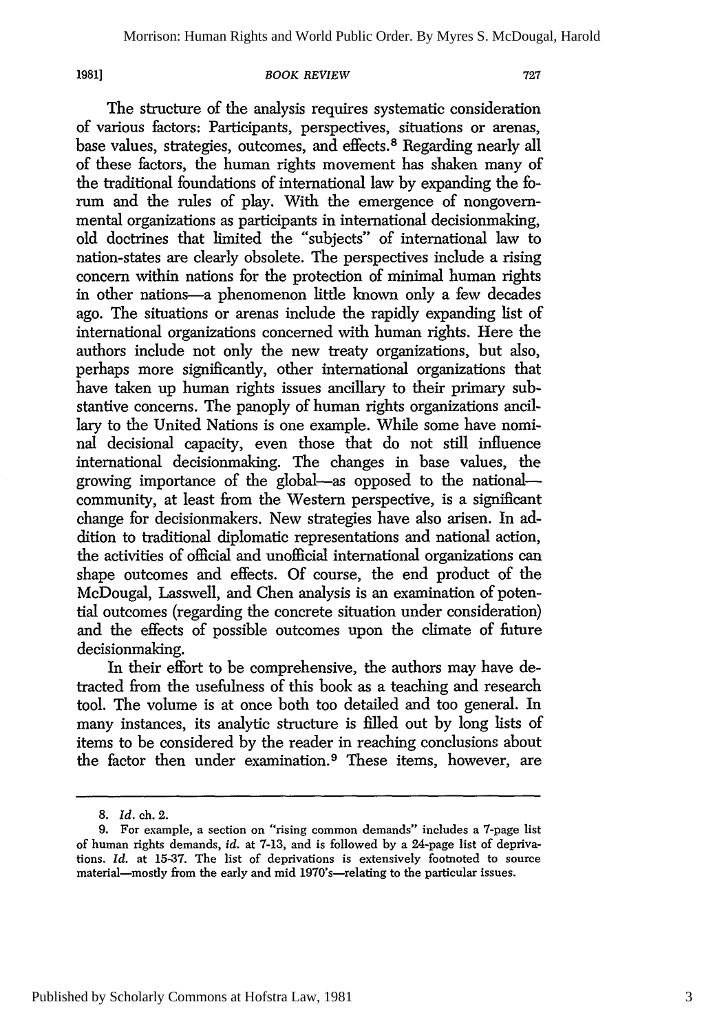The structure of the analysis requires systematic consideration of various factors: Participants, perspectives, situations or arenas, base values, strategies, outcomes, and effects.[8] Regarding nearly all of these factors, the human rights movement has shaken many of the traditional foundations of international law by expanding the forum and the rules of play. With the emergence of nongovernmental organizations as participants in international decisionmaking, old doctrines that limited the "subjects" of international law to nation-states are clearly obsolete. The perspectives include a rising concern within nations for the protection of minimal human rights in other nations—a phenomenon little known only a few decades ago. The situations or arenas include the rapidly expanding list of international organizations concerned with human rights. Here the authors include not only the new treaty organizations, but also, perhaps more significantly, other international organizations that have taken up human rights issues ancillary to their primary substantive concerns. The panoply of human rights organizations ancillary to the United Nations is one example. While some have nominal decisional capacity, even those that do not still influence international decisionmaking. The changes in base values, the growing importance of the global—as opposed to the national—community, at least from the Western perspective, is a significant change for decisionmakers. New strategies have also arisen. In addition to traditional diplomatic representations and national action, the activities of official and unofficial international organizations can shape outcomes and effects. Of course, the end product of the McDougal, Lasswell, and Chen analysis is an examination of potential outcomes (regarding the concrete situation under consideration) and the effects of possible outcomes upon the climate of future decisionmaking.

In their effort to be comprehensive, the authors may have detracted from the usefulness of this book as a teaching and research tool. The volume is at once both too detailed and too general. In many instances, its analytic structure is filled out by long lists of items to be considered by the reader in reaching conclusions about the factor then under examination.[9] These items, however, are

---

8. *Id.* ch. 2.

9. For example, a section on "rising common demands" includes a 7-page list of human rights demands, *id.* at 7-13, and is followed by a 24-page list of deprivations. *Id.* at 15-37. The list of deprivations is extensively footnoted to source material—mostly from the early and mid 1970's—relating to the particular issues.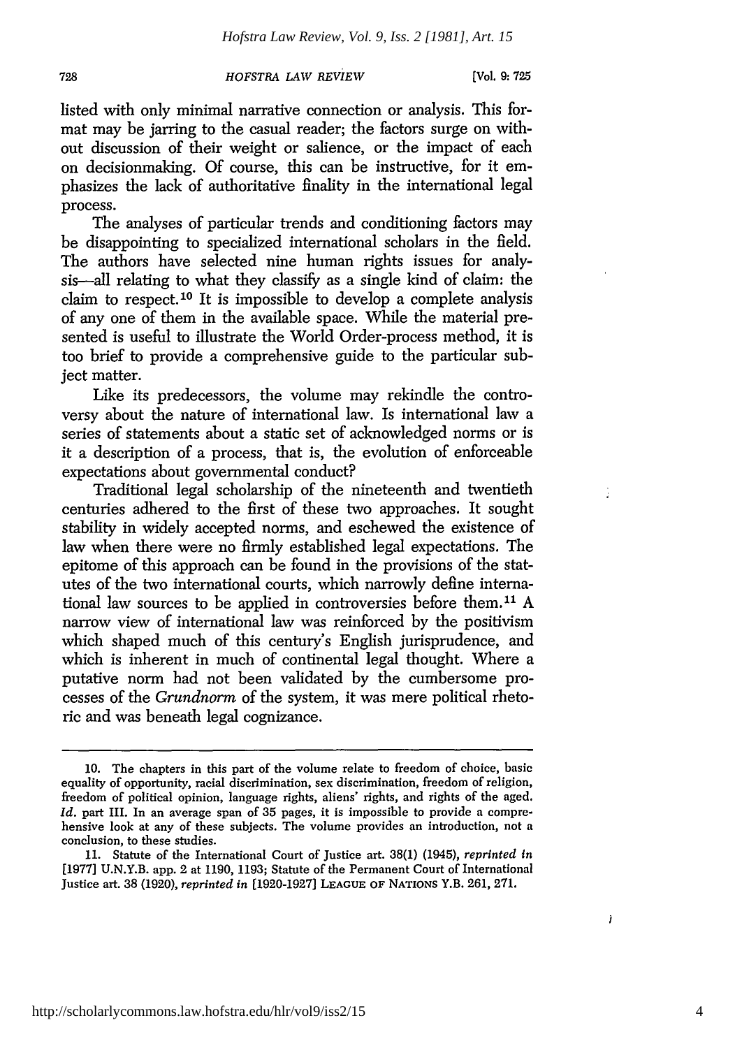listed with only minimal narrative connection or analysis. This format may be jarring to the casual reader; the factors surge on without discussion of their weight or salience, or the impact of each on decisionmaking. Of course, this can be instructive, for it emphasizes the lack of authoritative finality in the international legal process.

The analyses of particular trends and conditioning factors may be disappointing to specialized international scholars in the field. The authors have selected nine human rights issues for analysis—all relating to what they classify as a single kind of claim: the claim to respect.[10] It is impossible to develop a complete analysis of any one of them in the available space. While the material presented is useful to illustrate the World Order-process method, it is too brief to provide a comprehensive guide to the particular subject matter.

Like its predecessors, the volume may rekindle the controversy about the nature of international law. Is international law a series of statements about a static set of acknowledged norms or is it a description of a process, that is, the evolution of enforceable expectations about governmental conduct?

Traditional legal scholarship of the nineteenth and twentieth centuries adhered to the first of these two approaches. It sought stability in widely accepted norms, and eschewed the existence of law when there were no firmly established legal expectations. The epitome of this approach can be found in the provisions of the statutes of the two international courts, which narrowly define international law sources to be applied in controversies before them.[11] A narrow view of international law was reinforced by the positivism which shaped much of this century's English jurisprudence, and which is inherent in much of continental legal thought. Where a putative norm had not been validated by the cumbersome processes of the *Grundnorm* of the system, it was mere political rhetoric and was beneath legal cognizance.

---

10. The chapters in this part of the volume relate to freedom of choice, basic equality of opportunity, racial discrimination, sex discrimination, freedom of religion, freedom of political opinion, language rights, aliens' rights, and rights of the aged. *Id.* part III. In an average span of 35 pages, it is impossible to provide a comprehensive look at any of these subjects. The volume provides an introduction, not a conclusion, to these studies.

11. Statute of the International Court of Justice art. 38(1) (1945), *reprinted in* [1977] U.N.Y.B. app. 2 at 1190, 1193; Statute of the Permanent Court of International Justice art. 38 (1920), *reprinted in* [1920-1927] LEAGUE OF NATIONS Y.B. 261, 271.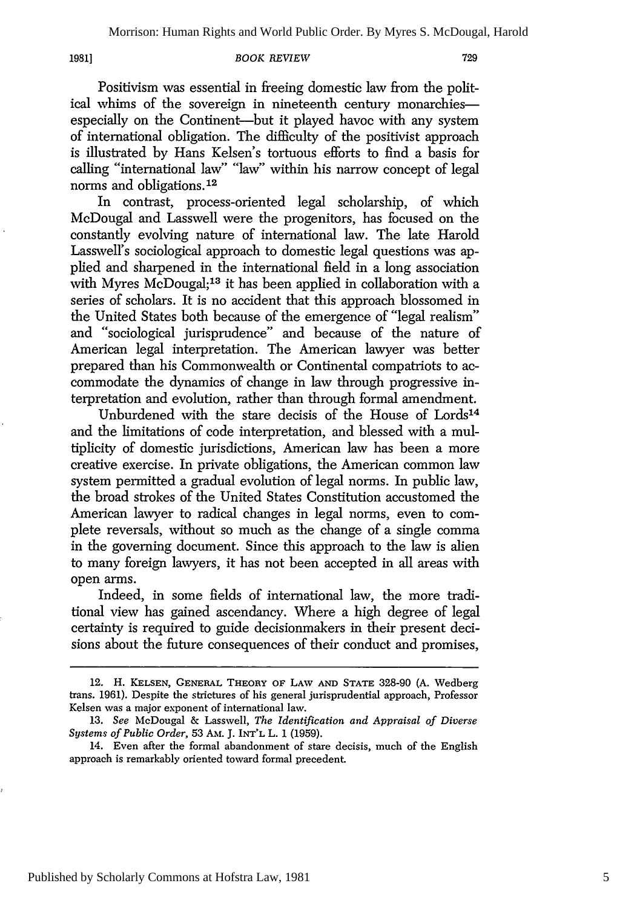Positivism was essential in freeing domestic law from the political whims of the sovereign in nineteenth century monarchies—especially on the Continent—but it played havoc with any system of international obligation. The difficulty of the positivist approach is illustrated by Hans Kelsen's tortuous efforts to find a basis for calling "international law" "law" within his narrow concept of legal norms and obligations.[12]

In contrast, process-oriented legal scholarship, of which McDougal and Lasswell were the progenitors, has focused on the constantly evolving nature of international law. The late Harold Lasswell's sociological approach to domestic legal questions was applied and sharpened in the international field in a long association with Myres McDougal;[13] it has been applied in collaboration with a series of scholars. It is no accident that this approach blossomed in the United States both because of the emergence of "legal realism" and "sociological jurisprudence" and because of the nature of American legal interpretation. The American lawyer was better prepared than his Commonwealth or Continental compatriots to accommodate the dynamics of change in law through progressive interpretation and evolution, rather than through formal amendment.

Unburdened with the stare decisis of the House of Lords[14] and the limitations of code interpretation, and blessed with a multiplicity of domestic jurisdictions, American law has been a more creative exercise. In private obligations, the American common law system permitted a gradual evolution of legal norms. In public law, the broad strokes of the United States Constitution accustomed the American lawyer to radical changes in legal norms, even to complete reversals, without so much as the change of a single comma in the governing document. Since this approach to the law is alien to many foreign lawyers, it has not been accepted in all areas with open arms.

Indeed, in some fields of international law, the more traditional view has gained ascendancy. Where a high degree of legal certainty is required to guide decisionmakers in their present decisions about the future consequences of their conduct and promises,

---

12. H. KELSEN, GENERAL THEORY OF LAW AND STATE 328-90 (A. Wedberg trans. 1961). Despite the strictures of his general jurisprudential approach, Professor Kelsen was a major exponent of international law.

13. *See* McDougal & Lasswell, *The Identification and Appraisal of Diverse Systems of Public Order*, 53 AM. J. INT'L L. 1 (1959).

14. Even after the formal abandonment of stare decisis, much of the English approach is remarkably oriented toward formal precedent.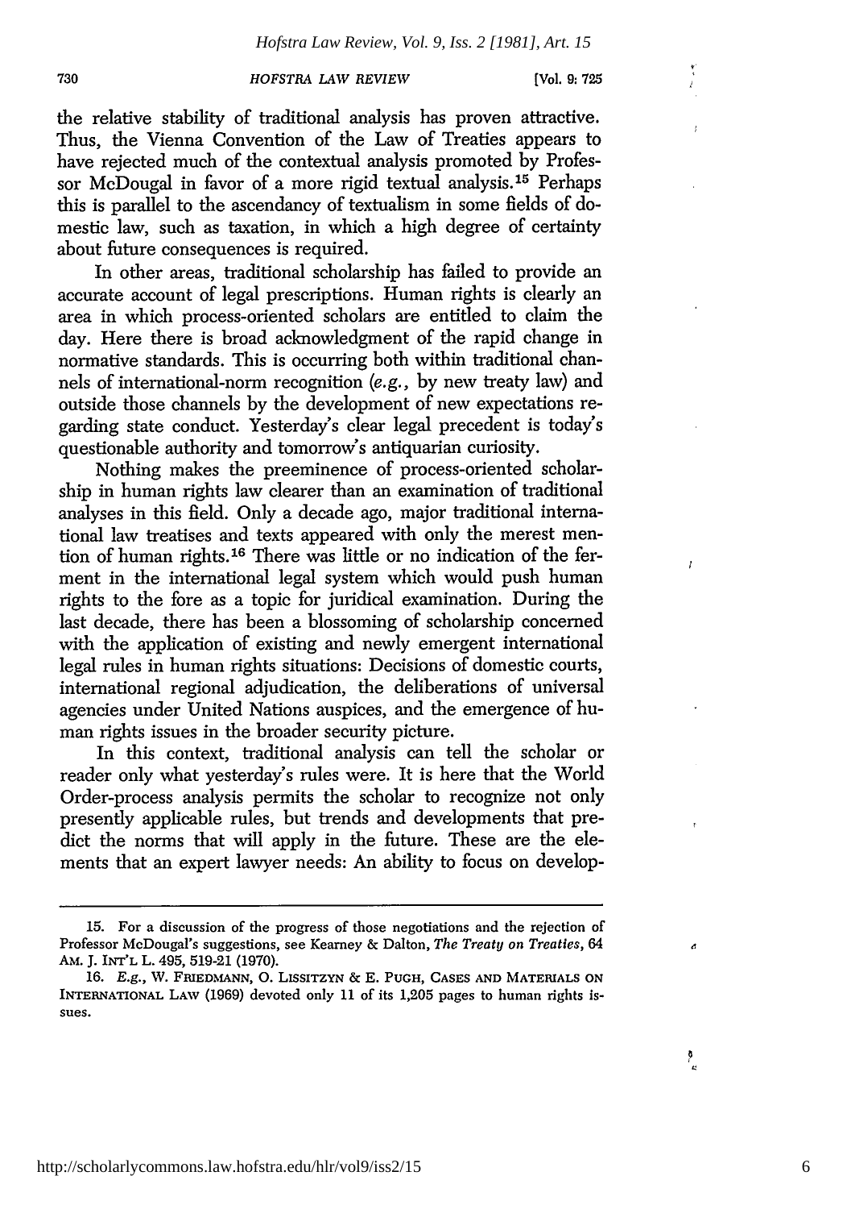the relative stability of traditional analysis has proven attractive. Thus, the Vienna Convention of the Law of Treaties appears to have rejected much of the contextual analysis promoted by Professor McDougal in favor of a more rigid textual analysis.[15] Perhaps this is parallel to the ascendancy of textualism in some fields of domestic law, such as taxation, in which a high degree of certainty about future consequences is required.

In other areas, traditional scholarship has failed to provide an accurate account of legal prescriptions. Human rights is clearly an area in which process-oriented scholars are entitled to claim the day. Here there is broad acknowledgment of the rapid change in normative standards. This is occurring both within traditional channels of international-norm recognition (*e.g.*, by new treaty law) and outside those channels by the development of new expectations regarding state conduct. Yesterday's clear legal precedent is today's questionable authority and tomorrow's antiquarian curiosity.

Nothing makes the preeminence of process-oriented scholarship in human rights law clearer than an examination of traditional analyses in this field. Only a decade ago, major traditional international law treatises and texts appeared with only the merest mention of human rights.[16] There was little or no indication of the ferment in the international legal system which would push human rights to the fore as a topic for juridical examination. During the last decade, there has been a blossoming of scholarship concerned with the application of existing and newly emergent international legal rules in human rights situations: Decisions of domestic courts, international regional adjudication, the deliberations of universal agencies under United Nations auspices, and the emergence of human rights issues in the broader security picture.

In this context, traditional analysis can tell the scholar or reader only what yesterday's rules were. It is here that the World Order-process analysis permits the scholar to recognize not only presently applicable rules, but trends and developments that predict the norms that will apply in the future. These are the elements that an expert lawyer needs: An ability to focus on develop-

---

15. For a discussion of the progress of those negotiations and the rejection of Professor McDougal's suggestions, see Kearney & Dalton, *The Treaty on Treaties*, 64 AM. J. INT'L L. 495, 519-21 (1970).

16. *E.g.*, W. FRIEDMANN, O. LISSITZYN & E. PUGH, CASES AND MATERIALS ON INTERNATIONAL LAW (1969) devoted only 11 of its 1,205 pages to human rights issues.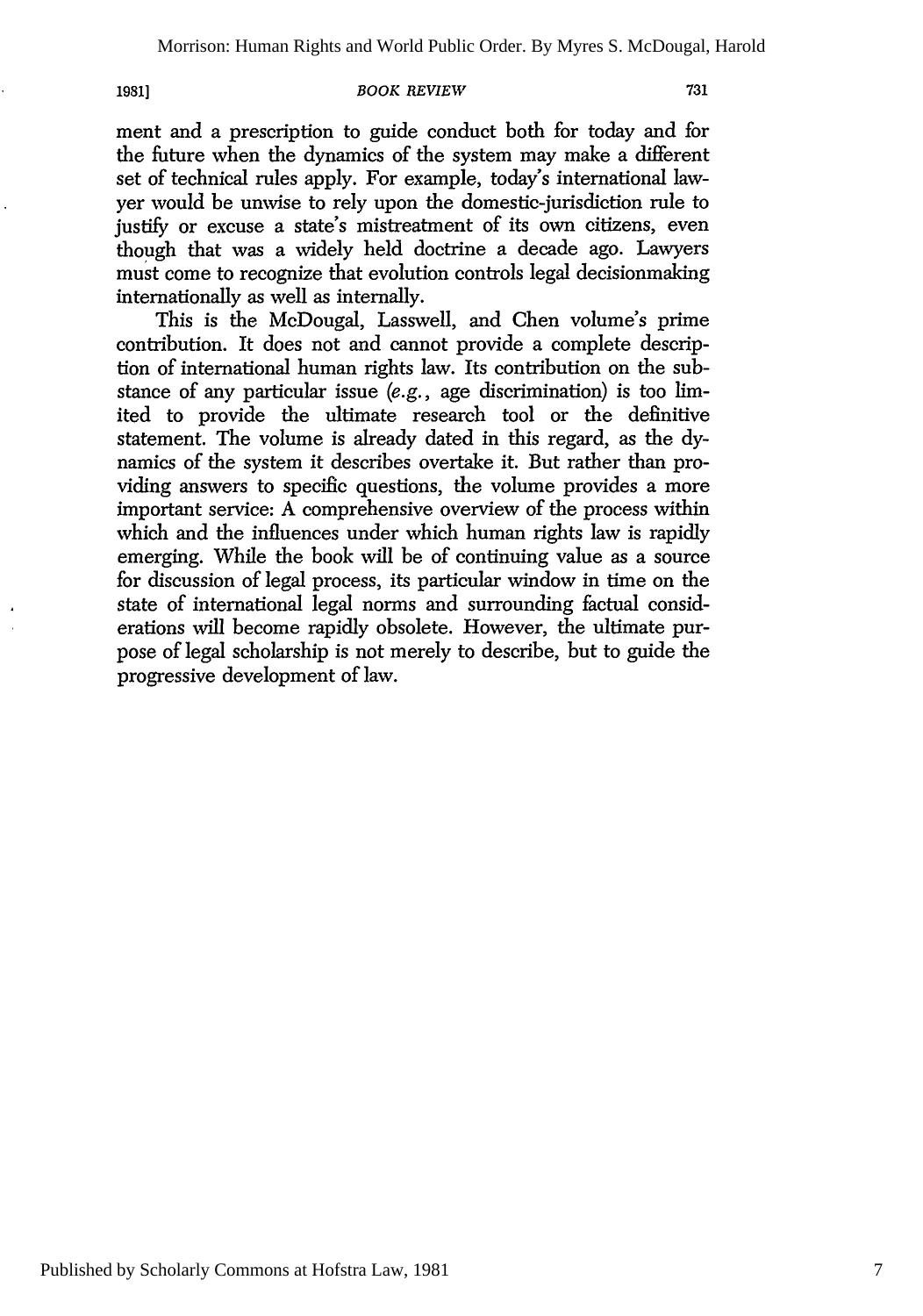ment and a prescription to guide conduct both for today and for the future when the dynamics of the system may make a different set of technical rules apply. For example, today's international lawyer would be unwise to rely upon the domestic-jurisdiction rule to justify or excuse a state's mistreatment of its own citizens, even though that was a widely held doctrine a decade ago. Lawyers must come to recognize that evolution controls legal decisionmaking internationally as well as internally.

This is the McDougal, Lasswell, and Chen volume's prime contribution. It does not and cannot provide a complete description of international human rights law. Its contribution on the substance of any particular issue (*e.g.*, age discrimination) is too limited to provide the ultimate research tool or the definitive statement. The volume is already dated in this regard, as the dynamics of the system it describes overtake it. But rather than providing answers to specific questions, the volume provides a more important service: A comprehensive overview of the process within which and the influences under which human rights law is rapidly emerging. While the book will be of continuing value as a source for discussion of legal process, its particular window in time on the state of international legal norms and surrounding factual considerations will become rapidly obsolete. However, the ultimate purpose of legal scholarship is not merely to describe, but to guide the progressive development of law.